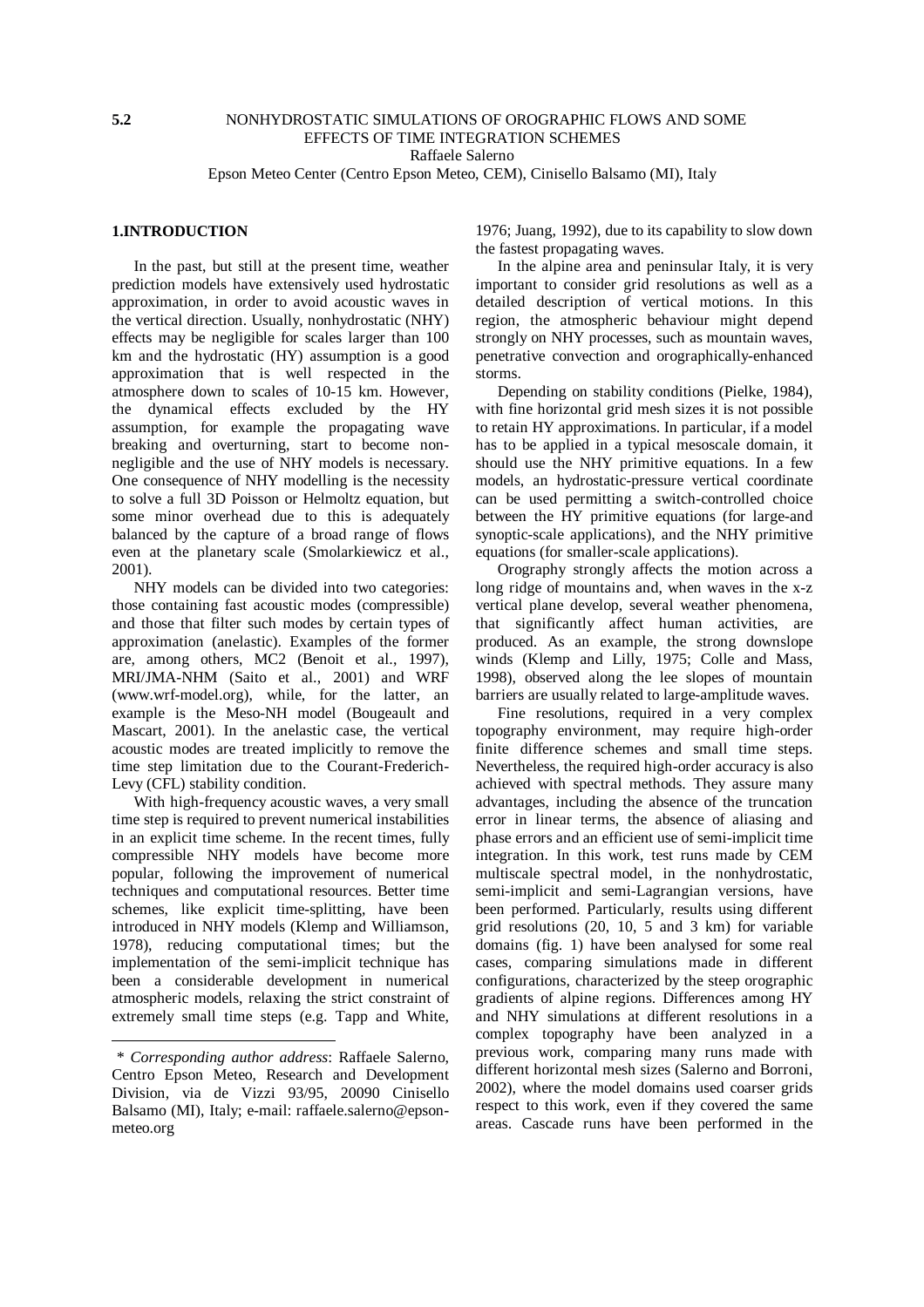**5.2** NONHYDROSTATIC SIMULATIONS OF OROGRAPHIC FLOWS AND SOME EFFECTS OF TIME INTEGRATION SCHEMES

Raffaele Salerno

Epson Meteo Center (Centro Epson Meteo, CEM), Cinisello Balsamo (MI), Italy

## 1.INTRODUCTION

In the past, but still at the present time, weather prediction models have extensively used hydrostatic approximation, in order to avoid acoustic waves in the vertical direction. Usually, nonhydrostatic (NHY) effects may be negligible for scales larger than 100 km and the hydrostatic (HY) assumption is a good approximation that is well respected in the atmosphere down to scales of 10-15 km. However, the dynamical effects excluded by the HY assumption, for example the propagating wave breaking and overturning, start to become non-negligible and the use of NHY models is necessary. One consequence of NHY modelling is the necessity to solve a full 3D Poisson or Helmoltz equation, but some minor overhead due to this is adequately balanced by the capture of a broad range of flows even at the planetary scale (Smolarkiewicz et al., 2001).

NHY models can be divided into two categories: those containing fast acoustic modes (compressible) and those that filter such modes by certain types of approximation (anelastic). Examples of the former are, among others, MC2 (Benoit et al., 1997), MRI/JMA-NHM (Saito et al., 2001) and WRF (www.wrf-model.org), while, for the latter, an example is the Meso-NH model (Bougeault and Mascart, 2001). In the anelastic case, the vertical acoustic modes are treated implicitly to remove the time step limitation due to the Courant-Frederich-Levy (CFL) stability condition.

With high-frequency acoustic waves, a very small time step is required to prevent numerical instabilities in an explicit time scheme. In the recent times, fully compressible NHY models have become more popular, following the improvement of numerical techniques and computational resources. Better time schemes, like explicit time-splitting, have been introduced in NHY models (Klemp and Williamson, 1978), reducing computational times; but the implementation of the semi-implicit technique has been a considerable development in numerical atmospheric models, relaxing the strict constraint of extremely small time steps (e.g. Tapp and White, 1976; Juang, 1992), due to its capability to slow down the fastest propagating waves.

In the alpine area and peninsular Italy, it is very important to consider grid resolutions as well as a detailed description of vertical motions. In this region, the atmospheric behaviour might depend strongly on NHY processes, such as mountain waves, penetrative convection and orographically-enhanced storms.

Depending on stability conditions (Pielke, 1984), with fine horizontal grid mesh sizes it is not possible to retain HY approximations. In particular, if a model has to be applied in a typical mesoscale domain, it should use the NHY primitive equations. In a few models, an hydrostatic-pressure vertical coordinate can be used permitting a switch-controlled choice between the HY primitive equations (for large-and synoptic-scale applications), and the NHY primitive equations (for smaller-scale applications).

Orography strongly affects the motion across a long ridge of mountains and, when waves in the x-z vertical plane develop, several weather phenomena, that significantly affect human activities, are produced. As an example, the strong downslope winds (Klemp and Lilly, 1975; Colle and Mass, 1998), observed along the lee slopes of mountain barriers are usually related to large-amplitude waves.

Fine resolutions, required in a very complex topography environment, may require high-order finite difference schemes and small time steps. Nevertheless, the required high-order accuracy is also achieved with spectral methods. They assure many advantages, including the absence of the truncation error in linear terms, the absence of aliasing and phase errors and an efficient use of semi-implicit time integration. In this work, test runs made by CEM multiscale spectral model, in the nonhydrostatic, semi-implicit and semi-Lagrangian versions, have been performed. Particularly, results using different grid resolutions (20, 10, 5 and 3 km) for variable domains (fig. 1) have been analysed for some real cases, comparing simulations made in different configurations, characterized by the steep orographic gradients of alpine regions. Differences among HY and NHY simulations at different resolutions in a complex topography have been analyzed in a previous work, comparing many runs made with different horizontal mesh sizes (Salerno and Borroni, 2002), where the model domains used coarser grids respect to this work, even if they covered the same areas. Cascade runs have been performed in the

\* *Corresponding author address*: Raffaele Salerno, Centro Epson Meteo, Research and Development Division, via de Vizzi 93/95, 20090 Cinisello Balsamo (MI), Italy; e-mail: raffaele.salerno@epson-meteo.org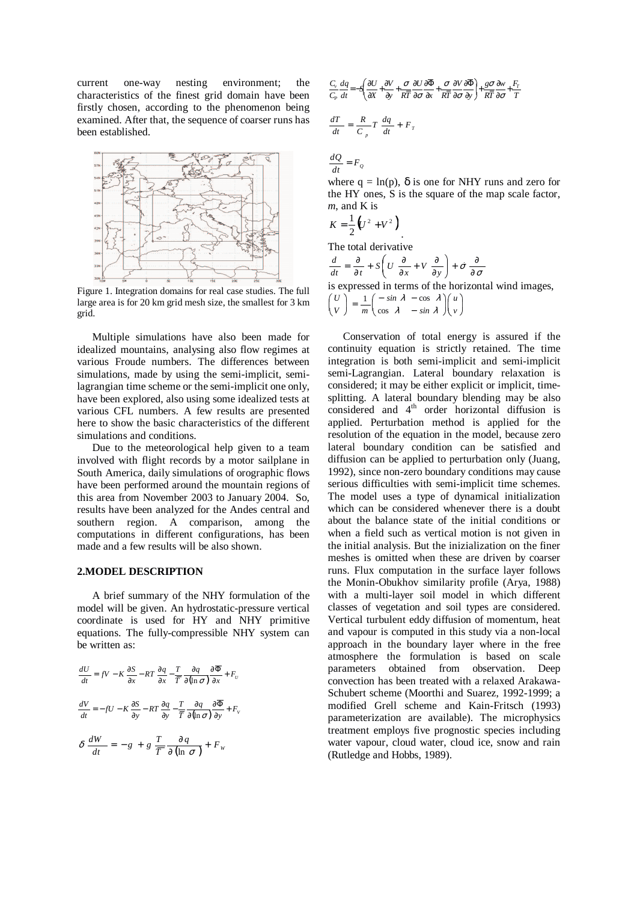current one-way nesting environment; the characteristics of the finest grid domain have been firstly chosen, according to the phenomenon being examined. After that, the sequence of coarser runs has been established.

Figure 1. Integration domains for real case studies. The full large area is for 20 km grid mesh size, the smallest for 3 km grid.

Multiple simulations have also been made for idealized mountains, analysing also flow regimes at various Froude numbers. The differences between simulations, made by using the semi-implicit, semi-lagrangian time scheme or the semi-implicit one only, have been explored, also using some idealized tests at various CFL numbers. A few results are presented here to show the basic characteristics of the different simulations and conditions.

Due to the meteorological help given to a team involved with flight records by a motor sailplane in South America, daily simulations of orographic flows have been performed around the mountain regions of this area from November 2003 to January 2004. So, results have been analyzed for the Andes central and southern region. A comparison, among the computations in different configurations, has been made and a few results will be also shown.

## 2.MODEL DESCRIPTION

A brief summary of the NHY formulation of the model will be given. An hydrostatic-pressure vertical coordinate is used for HY and NHY primitive equations. The fully-compressible NHY system can be written as:

$$\frac{dU}{dt} = fV - K\frac{\partial S}{\partial x} - RT\frac{\partial q}{\partial x} - \frac{T}{\overline{T}}\frac{\partial q}{\partial(\ln\sigma)}\frac{\partial\Phi}{\partial x} + F_U$$

$$\frac{dV}{dt} = -fU - K\frac{\partial S}{\partial y} - RT\frac{\partial q}{\partial y} - \frac{T}{\overline{T}}\frac{\partial q}{\partial(\ln\sigma)}\frac{\partial\Phi}{\partial y} + F_V$$

$$\delta\frac{dW}{dt} = -g + g\frac{T}{\overline{T}}\frac{\partial q}{\partial(\ln\sigma)} + F_W$$

$$\frac{C_v}{C_p}\frac{dq}{dt} = -S\left(\frac{\partial U}{\partial X} + \frac{\partial V}{\partial y} + \frac{\sigma}{R\overline{T}}\frac{\partial U}{\partial\sigma}\frac{\partial\Phi}{\partial x} + \frac{\sigma}{R\overline{T}}\frac{\partial V}{\partial\sigma}\frac{\partial\Phi}{\partial y}\right) + \frac{g\sigma}{R\overline{T}}\frac{\partial w}{\partial\sigma} + \frac{F_T}{T}$$

$$\frac{dT}{dt} = \frac{R}{C_p}T\frac{dq}{dt} + F_T$$

$$\frac{dQ}{dt} = F_Q$$

where $q = \ln(p)$, $\delta$ is one for NHY runs and zero for the HY ones, S is the square of the map scale factor, *m*, and K is

$$K = \frac{1}{2}\left(U^2 + V^2\right).$$

The total derivative

$$\frac{d}{dt} = \frac{\partial}{\partial t} + S\left(U\frac{\partial}{\partial x} + V\frac{\partial}{\partial y}\right) + \dot{\sigma}\frac{\partial}{\partial\sigma}$$

is expressed in terms of the horizontal wind images,

$$\begin{pmatrix} U \\ V \end{pmatrix} = \frac{1}{m}\begin{pmatrix} -\sin\lambda & -\cos\lambda \\ \cos\lambda & -\sin\lambda \end{pmatrix}\begin{pmatrix} u \\ v \end{pmatrix}$$

Conservation of total energy is assured if the continuity equation is strictly retained. The time integration is both semi-implicit and semi-implicit semi-Lagrangian. Lateral boundary relaxation is considered; it may be either explicit or implicit, time-splitting. A lateral boundary blending may be also considered and 4th order horizontal diffusion is applied. Perturbation method is applied for the resolution of the equation in the model, because zero lateral boundary condition can be satisfied and diffusion can be applied to perturbation only (Juang, 1992), since non-zero boundary conditions may cause serious difficulties with semi-implicit time schemes. The model uses a type of dynamical initialization which can be considered whenever there is a doubt about the balance state of the initial conditions or when a field such as vertical motion is not given in the initial analysis. But the inizialization on the finer meshes is omitted when these are driven by coarser runs. Flux computation in the surface layer follows the Monin-Obukhov similarity profile (Arya, 1988) with a multi-layer soil model in which different classes of vegetation and soil types are considered. Vertical turbulent eddy diffusion of momentum, heat and vapour is computed in this study via a non-local approach in the boundary layer where in the free atmosphere the formulation is based on scale parameters obtained from observation. Deep convection has been treated with a relaxed Arakawa-Schubert scheme (Moorthi and Suarez, 1992-1999; a modified Grell scheme and Kain-Fritsch (1993) parameterization are available). The microphysics treatment employs five prognostic species including water vapour, cloud water, cloud ice, snow and rain (Rutledge and Hobbs, 1989).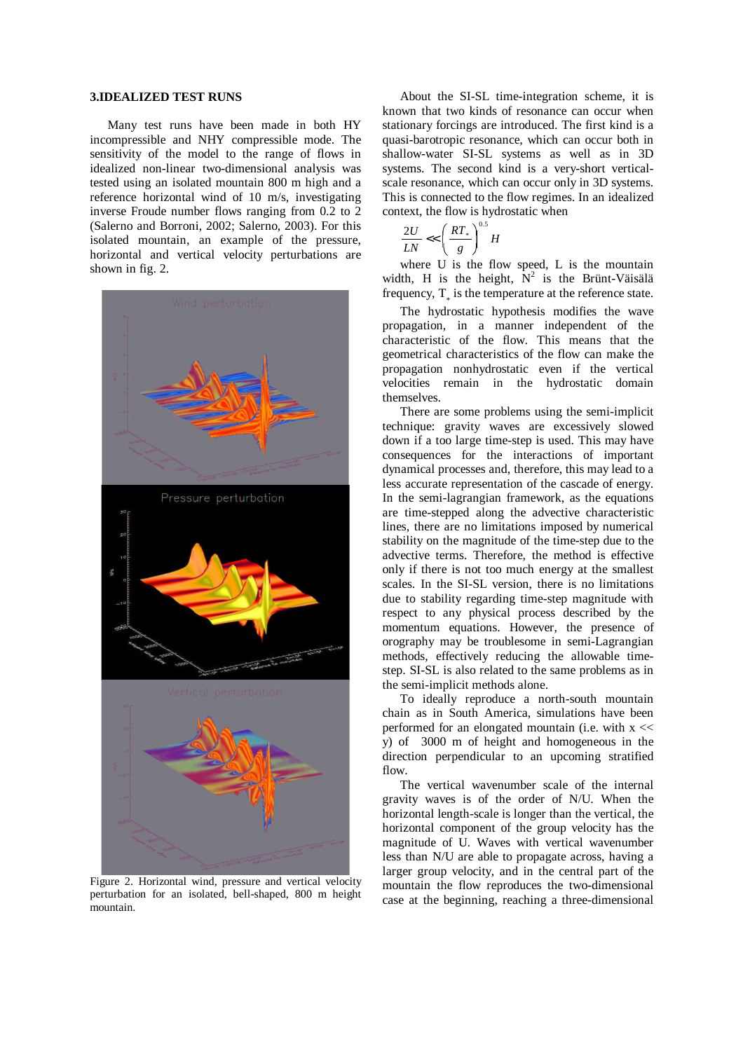## 3.IDEALIZED TEST RUNS

Many test runs have been made in both HY incompressible and NHY compressible mode. The sensitivity of the model to the range of flows in idealized non-linear two-dimensional analysis was tested using an isolated mountain 800 m high and a reference horizontal wind of 10 m/s, investigating inverse Froude number flows ranging from 0.2 to 2 (Salerno and Borroni, 2002; Salerno, 2003). For this isolated mountain, an example of the pressure, horizontal and vertical velocity perturbations are shown in fig. 2.

Figure 2. Horizontal wind, pressure and vertical velocity perturbation for an isolated, bell-shaped, 800 m height mountain.

About the SI-SL time-integration scheme, it is known that two kinds of resonance can occur when stationary forcings are introduced. The first kind is a quasi-barotropic resonance, which can occur both in shallow-water SI-SL systems as well as in 3D systems. The second kind is a very-short vertical-scale resonance, which can occur only in 3D systems. This is connected to the flow regimes. In an idealized context, the flow is hydrostatic when

$$\frac{2U}{LN} \ll \left(\frac{RT_*}{g}\right)^{0.5} H$$

where U is the flow speed, L is the mountain width, H is the height, $N^2$ is the Brünt-Väisälä frequency, $T_*$ is the temperature at the reference state.

The hydrostatic hypothesis modifies the wave propagation, in a manner independent of the characteristic of the flow. This means that the geometrical characteristics of the flow can make the propagation nonhydrostatic even if the vertical velocities remain in the hydrostatic domain themselves.

There are some problems using the semi-implicit technique: gravity waves are excessively slowed down if a too large time-step is used. This may have consequences for the interactions of important dynamical processes and, therefore, this may lead to a less accurate representation of the cascade of energy. In the semi-lagrangian framework, as the equations are time-stepped along the advective characteristic lines, there are no limitations imposed by numerical stability on the magnitude of the time-step due to the advective terms. Therefore, the method is effective only if there is not too much energy at the smallest scales. In the SI-SL version, there is no limitations due to stability regarding time-step magnitude with respect to any physical process described by the momentum equations. However, the presence of orography may be troublesome in semi-Lagrangian methods, effectively reducing the allowable time-step. SI-SL is also related to the same problems as in the semi-implicit methods alone.

To ideally reproduce a north-south mountain chain as in South America, simulations have been performed for an elongated mountain (i.e. with x << y) of 3000 m of height and homogeneous in the direction perpendicular to an upcoming stratified flow.

The vertical wavenumber scale of the internal gravity waves is of the order of N/U. When the horizontal length-scale is longer than the vertical, the horizontal component of the group velocity has the magnitude of U. Waves with vertical wavenumber less than N/U are able to propagate across, having a larger group velocity, and in the central part of the mountain the flow reproduces the two-dimensional case at the beginning, reaching a three-dimensional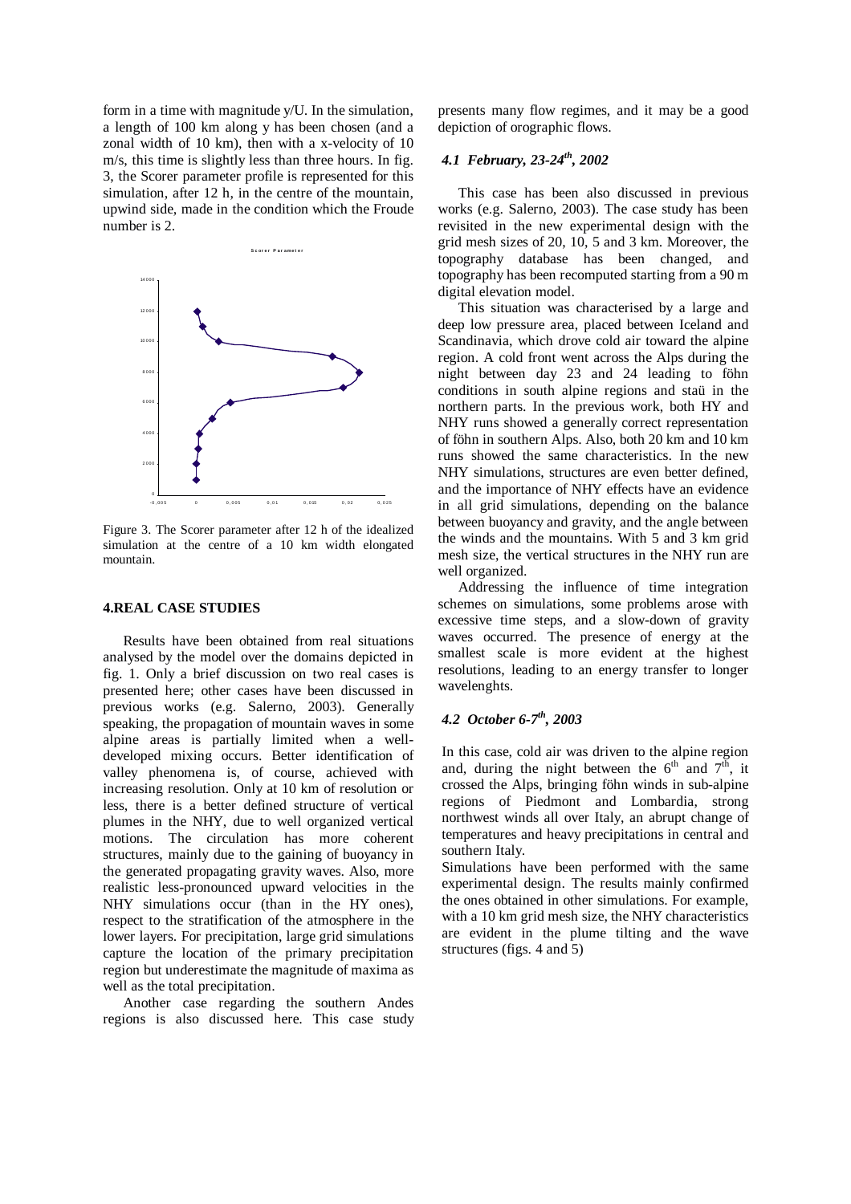form in a time with magnitude y/U. In the simulation, a length of 100 km along y has been chosen (and a zonal width of 10 km), then with a x-velocity of 10 m/s, this time is slightly less than three hours. In fig. 3, the Scorer parameter profile is represented for this simulation, after 12 h, in the centre of the mountain, upwind side, made in the condition which the Froude number is 2.

Figure 3. The Scorer parameter after 12 h of the idealized simulation at the centre of a 10 km width elongated mountain.

## 4.REAL CASE STUDIES

Results have been obtained from real situations analysed by the model over the domains depicted in fig. 1. Only a brief discussion on two real cases is presented here; other cases have been discussed in previous works (e.g. Salerno, 2003). Generally speaking, the propagation of mountain waves in some alpine areas is partially limited when a well-developed mixing occurs. Better identification of valley phenomena is, of course, achieved with increasing resolution. Only at 10 km of resolution or less, there is a better defined structure of vertical plumes in the NHY, due to well organized vertical motions. The circulation has more coherent structures, mainly due to the gaining of buoyancy in the generated propagating gravity waves. Also, more realistic less-pronounced upward velocities in the NHY simulations occur (than in the HY ones), respect to the stratification of the atmosphere in the lower layers. For precipitation, large grid simulations capture the location of the primary precipitation region but underestimate the magnitude of maxima as well as the total precipitation.

Another case regarding the southern Andes regions is also discussed here. This case study presents many flow regimes, and it may be a good depiction of orographic flows.

### *4.1 February, 23-24th, 2002*

This case has been also discussed in previous works (e.g. Salerno, 2003). The case study has been revisited in the new experimental design with the grid mesh sizes of 20, 10, 5 and 3 km. Moreover, the topography database has been changed, and topography has been recomputed starting from a 90 m digital elevation model.

This situation was characterised by a large and deep low pressure area, placed between Iceland and Scandinavia, which drove cold air toward the alpine region. A cold front went across the Alps during the night between day 23 and 24 leading to föhn conditions in south alpine regions and staü in the northern parts. In the previous work, both HY and NHY runs showed a generally correct representation of föhn in southern Alps. Also, both 20 km and 10 km runs showed the same characteristics. In the new NHY simulations, structures are even better defined, and the importance of NHY effects have an evidence in all grid simulations, depending on the balance between buoyancy and gravity, and the angle between the winds and the mountains. With 5 and 3 km grid mesh size, the vertical structures in the NHY run are well organized.

Addressing the influence of time integration schemes on simulations, some problems arose with excessive time steps, and a slow-down of gravity waves occurred. The presence of energy at the smallest scale is more evident at the highest resolutions, leading to an energy transfer to longer wavelenghts.

### *4.2 October 6-7th, 2003*

In this case, cold air was driven to the alpine region and, during the night between the 6th and 7th, it crossed the Alps, bringing föhn winds in sub-alpine regions of Piedmont and Lombardia, strong northwest winds all over Italy, an abrupt change of temperatures and heavy precipitations in central and southern Italy.

Simulations have been performed with the same experimental design. The results mainly confirmed the ones obtained in other simulations. For example, with a 10 km grid mesh size, the NHY characteristics are evident in the plume tilting and the wave structures (figs. 4 and 5)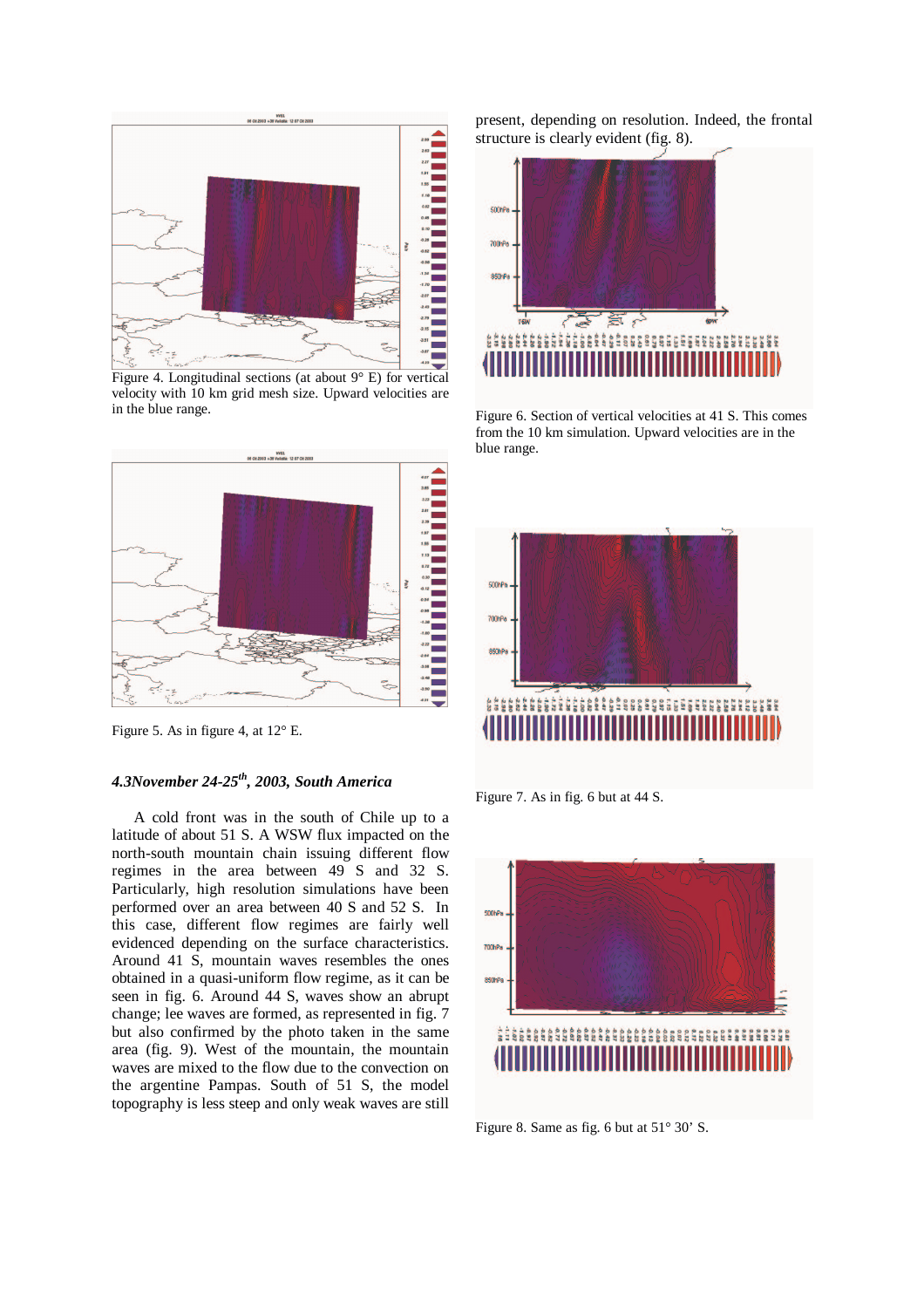Figure 4. Longitudinal sections (at about 9° E) for vertical velocity with 10 km grid mesh size. Upward velocities are in the blue range.

Figure 5. As in figure 4, at 12° E.

### *4.3November 24-25th, 2003, South America*

A cold front was in the south of Chile up to a latitude of about 51 S. A WSW flux impacted on the north-south mountain chain issuing different flow regimes in the area between 49 S and 32 S. Particularly, high resolution simulations have been performed over an area between 40 S and 52 S. In this case, different flow regimes are fairly well evidenced depending on the surface characteristics. Around 41 S, mountain waves resembles the ones obtained in a quasi-uniform flow regime, as it can be seen in fig. 6. Around 44 S, waves show an abrupt change; lee waves are formed, as represented in fig. 7 but also confirmed by the photo taken in the same area (fig. 9). West of the mountain, the mountain waves are mixed to the flow due to the convection on the argentine Pampas. South of 51 S, the model topography is less steep and only weak waves are still present, depending on resolution. Indeed, the frontal structure is clearly evident (fig. 8).

Figure 6. Section of vertical velocities at 41 S. This comes from the 10 km simulation. Upward velocities are in the blue range.

Figure 7. As in fig. 6 but at 44 S.

Figure 8. Same as fig. 6 but at 51° 30' S.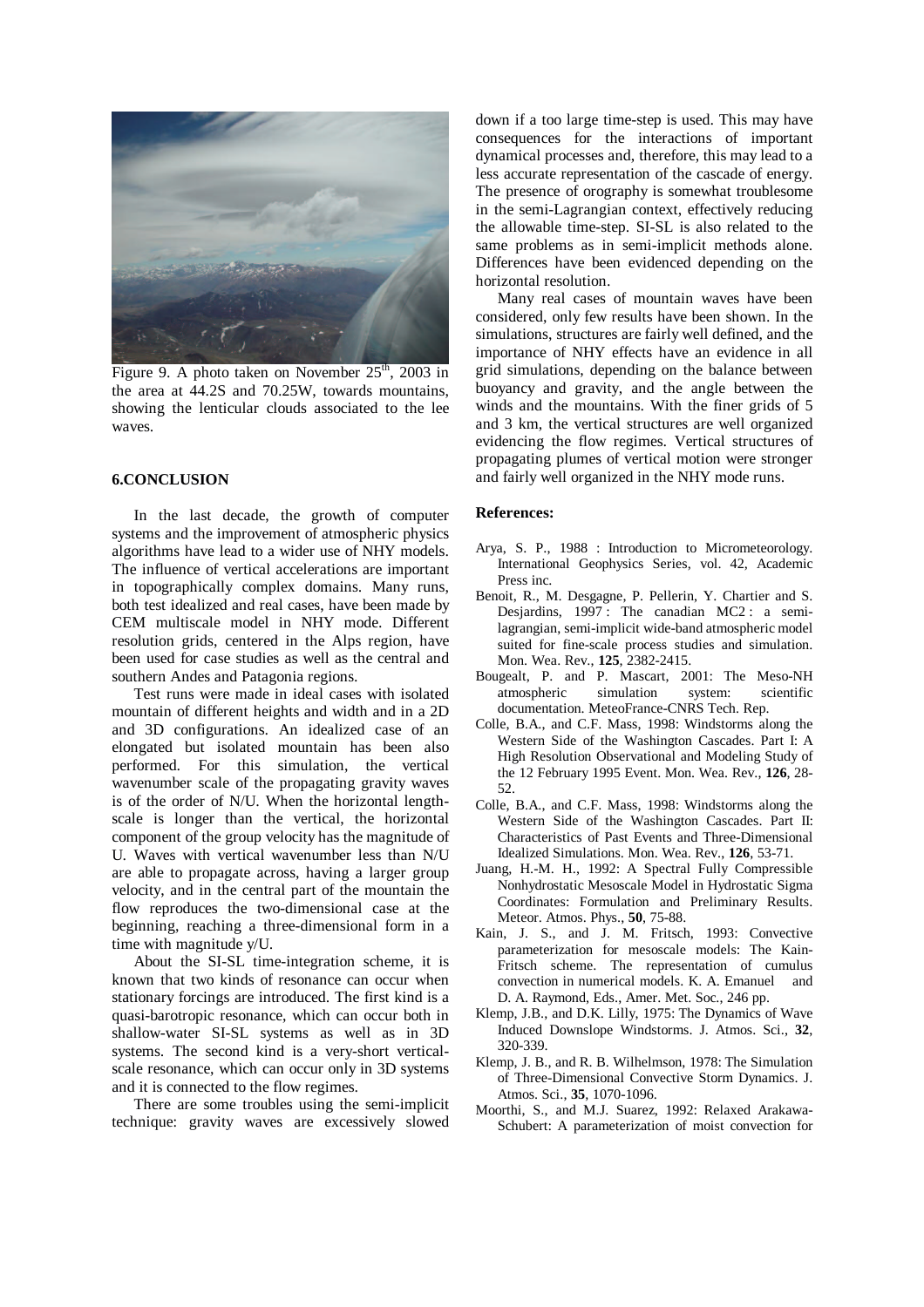Figure 9. A photo taken on November 25th, 2003 in the area at 44.2S and 70.25W, towards mountains, showing the lenticular clouds associated to the lee waves.

## 6.CONCLUSION

In the last decade, the growth of computer systems and the improvement of atmospheric physics algorithms have lead to a wider use of NHY models. The influence of vertical accelerations are important in topographically complex domains. Many runs, both test idealized and real cases, have been made by CEM multiscale model in NHY mode. Different resolution grids, centered in the Alps region, have been used for case studies as well as the central and southern Andes and Patagonia regions.

Test runs were made in ideal cases with isolated mountain of different heights and width and in a 2D and 3D configurations. An idealized case of an elongated but isolated mountain has been also performed. For this simulation, the vertical wavenumber scale of the propagating gravity waves is of the order of N/U. When the horizontal length-scale is longer than the vertical, the horizontal component of the group velocity has the magnitude of U. Waves with vertical wavenumber less than N/U are able to propagate across, having a larger group velocity, and in the central part of the mountain the flow reproduces the two-dimensional case at the beginning, reaching a three-dimensional form in a time with magnitude y/U.

About the SI-SL time-integration scheme, it is known that two kinds of resonance can occur when stationary forcings are introduced. The first kind is a quasi-barotropic resonance, which can occur both in shallow-water SI-SL systems as well as in 3D systems. The second kind is a very-short vertical-scale resonance, which can occur only in 3D systems and it is connected to the flow regimes.

There are some troubles using the semi-implicit technique: gravity waves are excessively slowed down if a too large time-step is used. This may have consequences for the interactions of important dynamical processes and, therefore, this may lead to a less accurate representation of the cascade of energy. The presence of orography is somewhat troublesome in the semi-Lagrangian context, effectively reducing the allowable time-step. SI-SL is also related to the same problems as in semi-implicit methods alone. Differences have been evidenced depending on the horizontal resolution.

Many real cases of mountain waves have been considered, only few results have been shown. In the simulations, structures are fairly well defined, and the importance of NHY effects have an evidence in all grid simulations, depending on the balance between buoyancy and gravity, and the angle between the winds and the mountains. With the finer grids of 5 and 3 km, the vertical structures are well organized evidencing the flow regimes. Vertical structures of propagating plumes of vertical motion were stronger and fairly well organized in the NHY mode runs.

## References:

Arya, S. P., 1988 : Introduction to Micrometeorology. International Geophysics Series, vol. 42, Academic Press inc.

Benoit, R., M. Desgagne, P. Pellerin, Y. Chartier and S. Desjardins, 1997 : The canadian MC2 : a semi-lagrangian, semi-implicit wide-band atmospheric model suited for fine-scale process studies and simulation. Mon. Wea. Rev., **125**, 2382-2415.

Bougealt, P. and P. Mascart, 2001: The Meso-NH atmospheric simulation system: scientific documentation. MeteoFrance-CNRS Tech. Rep.

Colle, B.A., and C.F. Mass, 1998: Windstorms along the Western Side of the Washington Cascades. Part I: A High Resolution Observational and Modeling Study of the 12 February 1995 Event. Mon. Wea. Rev., **126**, 28-52.

Colle, B.A., and C.F. Mass, 1998: Windstorms along the Western Side of the Washington Cascades. Part II: Characteristics of Past Events and Three-Dimensional Idealized Simulations. Mon. Wea. Rev., **126**, 53-71.

Juang, H.-M. H., 1992: A Spectral Fully Compressible Nonhydrostatic Mesoscale Model in Hydrostatic Sigma Coordinates: Formulation and Preliminary Results. Meteor. Atmos. Phys., **50**, 75-88.

Kain, J. S., and J. M. Fritsch, 1993: Convective parameterization for mesoscale models: The Kain-Fritsch scheme. The representation of cumulus convection in numerical models. K. A. Emanuel and D. A. Raymond, Eds., Amer. Met. Soc., 246 pp.

Klemp, J.B., and D.K. Lilly, 1975: The Dynamics of Wave Induced Downslope Windstorms. J. Atmos. Sci., **32**, 320-339.

Klemp, J. B., and R. B. Wilhelmson, 1978: The Simulation of Three-Dimensional Convective Storm Dynamics. J. Atmos. Sci., **35**, 1070-1096.

Moorthi, S., and M.J. Suarez, 1992: Relaxed Arakawa-Schubert: A parameterization of moist convection for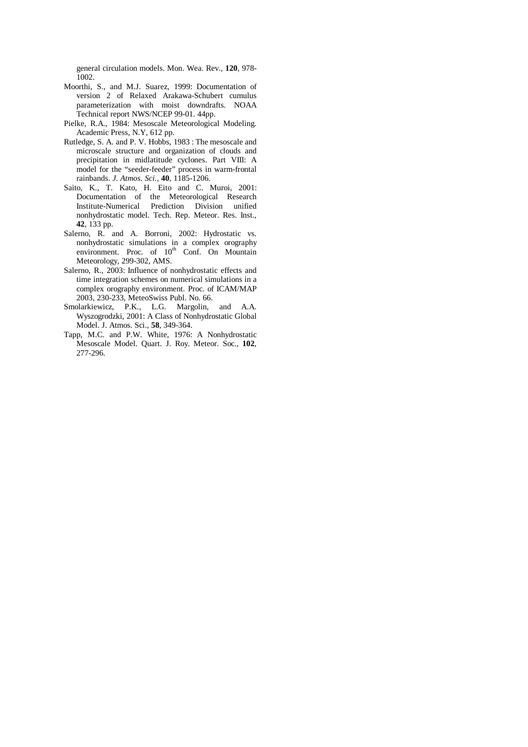general circulation models. Mon. Wea. Rev., **120**, 978-1002.

Moorthi, S., and M.J. Suarez, 1999: Documentation of version 2 of Relaxed Arakawa-Schubert cumulus parameterization with moist downdrafts. NOAA Technical report NWS/NCEP 99-01. 44pp.

Pielke, R.A., 1984: Mesoscale Meteorological Modeling. Academic Press, N.Y, 612 pp.

Rutledge, S. A. and P. V. Hobbs, 1983 : The mesoscale and microscale structure and organization of clouds and precipitation in midlatitude cyclones. Part VIII: A model for the "seeder-feeder" process in warm-frontal rainbands. *J. Atmos. Sci.*, **40**, 1185-1206.

Saito, K., T. Kato, H. Eito and C. Muroi, 2001: Documentation of the Meteorological Research Institute-Numerical Prediction Division unified nonhydrostatic model. Tech. Rep. Meteor. Res. Inst., **42**, 133 pp.

Salerno, R. and A. Borroni, 2002: Hydrostatic vs. nonhydrostatic simulations in a complex orography environment. Proc. of 10th Conf. On Mountain Meteorology, 299-302, AMS.

Salerno, R., 2003: Influence of nonhydrostatic effects and time integration schemes on numerical simulations in a complex orography environment. Proc. of ICAM/MAP 2003, 230-233, MeteoSwiss Publ. No. 66.

Smolarkiewicz, P.K., L.G. Margolin, and A.A. Wyszogrodzki, 2001: A Class of Nonhydrostatic Global Model. J. Atmos. Sci., **58**, 349-364.

Tapp, M.C. and P.W. White, 1976: A Nonhydrostatic Mesoscale Model. Quart. J. Roy. Meteor. Soc., **102**, 277-296.